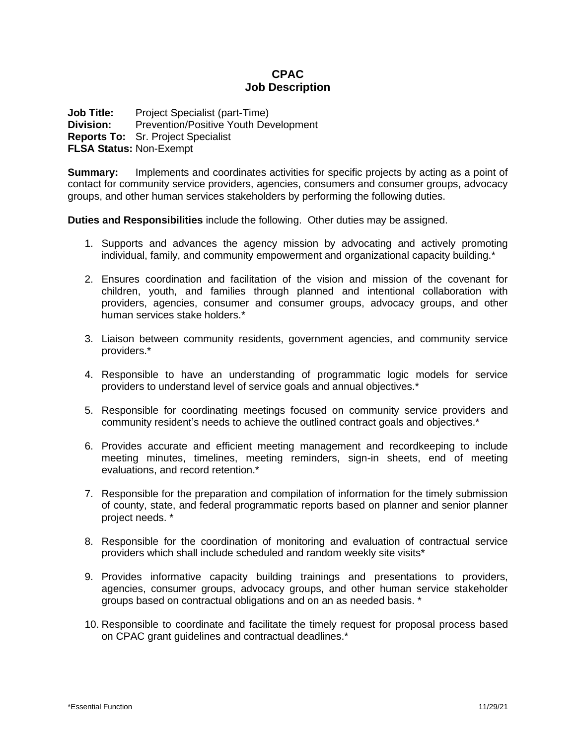# CPAC
## Job Description

**Job Title:** Project Specialist (part-Time)
**Division:** Prevention/Positive Youth Development
**Reports To:** Sr. Project Specialist
**FLSA Status:** Non-Exempt

**Summary:** Implements and coordinates activities for specific projects by acting as a point of contact for community service providers, agencies, consumers and consumer groups, advocacy groups, and other human services stakeholders by performing the following duties.

**Duties and Responsibilities** include the following. Other duties may be assigned.

1. Supports and advances the agency mission by advocating and actively promoting individual, family, and community empowerment and organizational capacity building.*
2. Ensures coordination and facilitation of the vision and mission of the covenant for children, youth, and families through planned and intentional collaboration with providers, agencies, consumer and consumer groups, advocacy groups, and other human services stake holders.*
3. Liaison between community residents, government agencies, and community service providers.*
4. Responsible to have an understanding of programmatic logic models for service providers to understand level of service goals and annual objectives.*
5. Responsible for coordinating meetings focused on community service providers and community resident's needs to achieve the outlined contract goals and objectives.*
6. Provides accurate and efficient meeting management and recordkeeping to include meeting minutes, timelines, meeting reminders, sign-in sheets, end of meeting evaluations, and record retention.*
7. Responsible for the preparation and compilation of information for the timely submission of county, state, and federal programmatic reports based on planner and senior planner project needs. *
8. Responsible for the coordination of monitoring and evaluation of contractual service providers which shall include scheduled and random weekly site visits*
9. Provides informative capacity building trainings and presentations to providers, agencies, consumer groups, advocacy groups, and other human service stakeholder groups based on contractual obligations and on an as needed basis. *
10. Responsible to coordinate and facilitate the timely request for proposal process based on CPAC grant guidelines and contractual deadlines.*

*Essential Function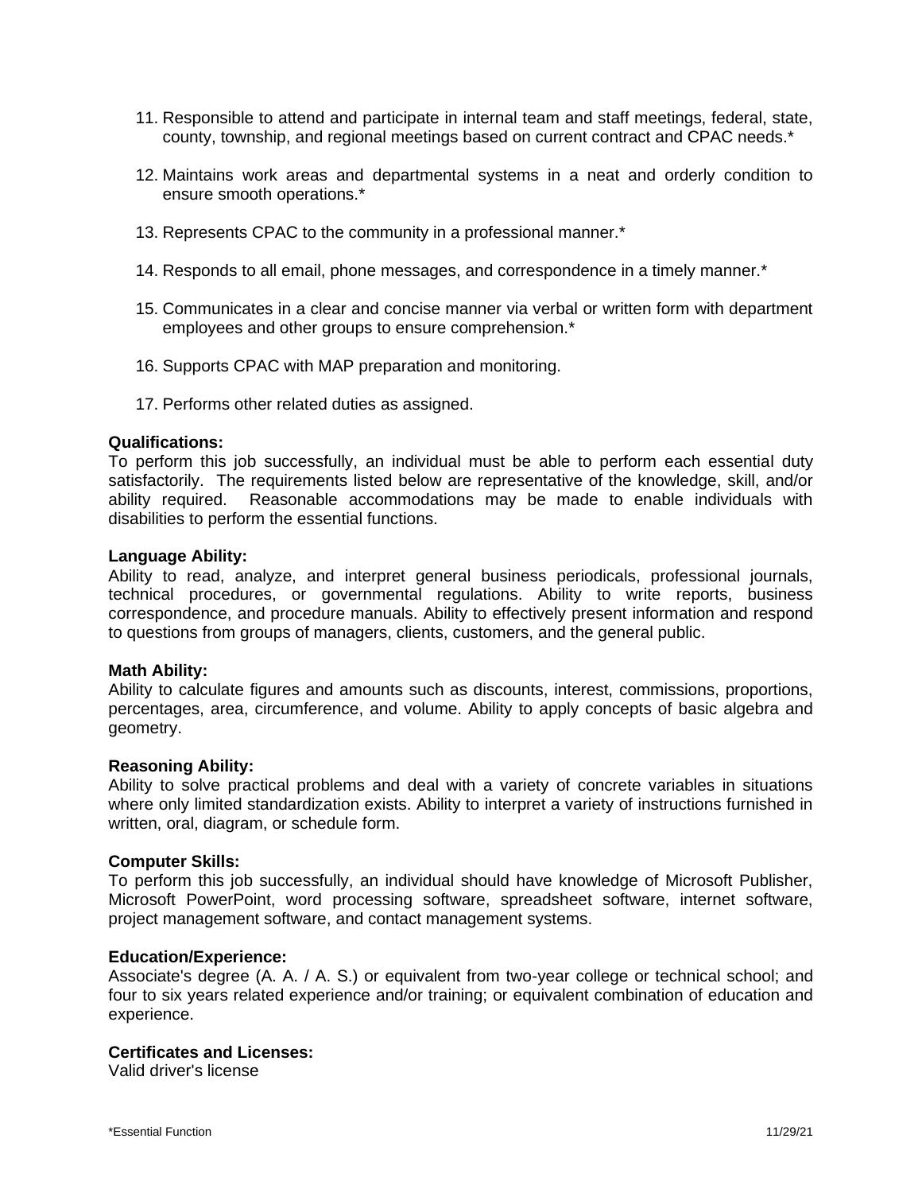11. Responsible to attend and participate in internal team and staff meetings, federal, state, county, township, and regional meetings based on current contract and CPAC needs.*

12. Maintains work areas and departmental systems in a neat and orderly condition to ensure smooth operations.*

13. Represents CPAC to the community in a professional manner.*

14. Responds to all email, phone messages, and correspondence in a timely manner.*

15. Communicates in a clear and concise manner via verbal or written form with department employees and other groups to ensure comprehension.*

16. Supports CPAC with MAP preparation and monitoring.

17. Performs other related duties as assigned.

**Qualifications:**
To perform this job successfully, an individual must be able to perform each essential duty satisfactorily. The requirements listed below are representative of the knowledge, skill, and/or ability required. Reasonable accommodations may be made to enable individuals with disabilities to perform the essential functions.

**Language Ability:**
Ability to read, analyze, and interpret general business periodicals, professional journals, technical procedures, or governmental regulations. Ability to write reports, business correspondence, and procedure manuals. Ability to effectively present information and respond to questions from groups of managers, clients, customers, and the general public.

**Math Ability:**
Ability to calculate figures and amounts such as discounts, interest, commissions, proportions, percentages, area, circumference, and volume. Ability to apply concepts of basic algebra and geometry.

**Reasoning Ability:**
Ability to solve practical problems and deal with a variety of concrete variables in situations where only limited standardization exists. Ability to interpret a variety of instructions furnished in written, oral, diagram, or schedule form.

**Computer Skills:**
To perform this job successfully, an individual should have knowledge of Microsoft Publisher, Microsoft PowerPoint, word processing software, spreadsheet software, internet software, project management software, and contact management systems.

**Education/Experience:**
Associate's degree (A. A. / A. S.) or equivalent from two-year college or technical school; and four to six years related experience and/or training; or equivalent combination of education and experience.

**Certificates and Licenses:**
Valid driver's license

*Essential Function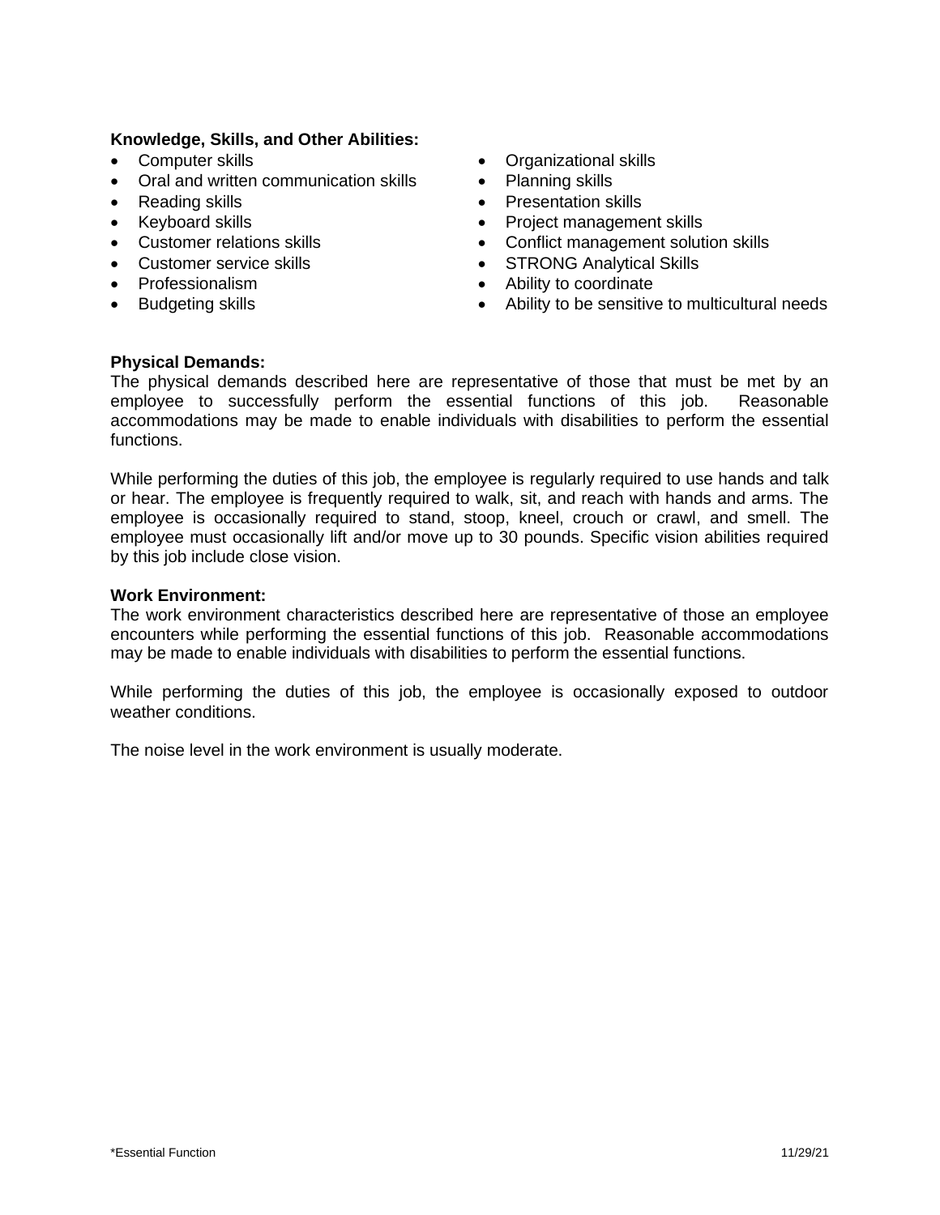**Knowledge, Skills, and Other Abilities:**

- Computer skills
- Oral and written communication skills
- Reading skills
- Keyboard skills
- Customer relations skills
- Customer service skills
- Professionalism
- Budgeting skills
- Organizational skills
- Planning skills
- Presentation skills
- Project management skills
- Conflict management solution skills
- STRONG Analytical Skills
- Ability to coordinate
- Ability to be sensitive to multicultural needs

**Physical Demands:**

The physical demands described here are representative of those that must be met by an employee to successfully perform the essential functions of this job. Reasonable accommodations may be made to enable individuals with disabilities to perform the essential functions.

While performing the duties of this job, the employee is regularly required to use hands and talk or hear. The employee is frequently required to walk, sit, and reach with hands and arms. The employee is occasionally required to stand, stoop, kneel, crouch or crawl, and smell. The employee must occasionally lift and/or move up to 30 pounds. Specific vision abilities required by this job include close vision.

**Work Environment:**

The work environment characteristics described here are representative of those an employee encounters while performing the essential functions of this job. Reasonable accommodations may be made to enable individuals with disabilities to perform the essential functions.

While performing the duties of this job, the employee is occasionally exposed to outdoor weather conditions.

The noise level in the work environment is usually moderate.

*Essential Function